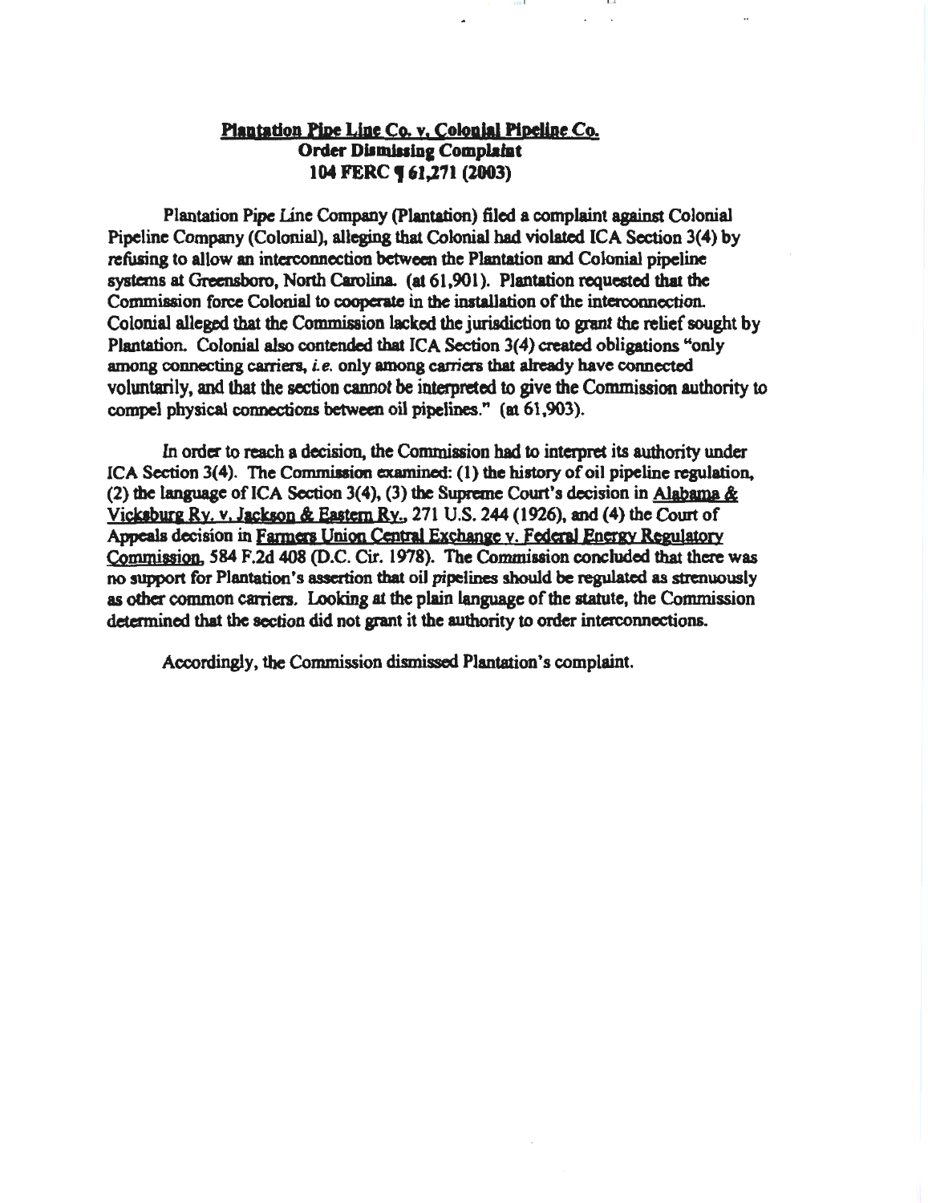**Plantation Pipe Line Co. v. Colonial Pipeline Co.**
**Order Dismissing Complaint**
**104 FERC ¶ 61,271 (2003)**

Plantation Pipe Line Company (Plantation) filed a complaint against Colonial Pipeline Company (Colonial), alleging that Colonial had violated ICA Section 3(4) by refusing to allow an interconnection between the Plantation and Colonial pipeline systems at Greensboro, North Carolina. (at 61,901). Plantation requested that the Commission force Colonial to cooperate in the installation of the interconnection. Colonial alleged that the Commission lacked the jurisdiction to *grant* the relief sought by Plantation. Colonial also contended that ICA Section 3(4) created obligations "only among connecting carriers, *i.e.* only among carriers that already have connected voluntarily, and that the section cannot be interpreted to give the Commission authority to compel physical connections between oil pipelines." (at 61,903).

In order to reach a decision, the Commission had to interpret its authority under ICA Section 3(4). The Commission examined: (1) the history of oil pipeline regulation, (2) the language of ICA Section 3(4), (3) the Supreme Court's decision in Alabama & Vicksburg Ry. v. Jackson & Eastern Ry., 271 U.S. 244 (1926), and (4) the Court of Appeals decision in Farmers Union Central Exchange v. Federal Energy Regulatory Commission, 584 F.2d 408 (D.C. Cir. 1978). The Commission concluded that there was no support for Plantation's assertion that oil *pipelines* should be regulated as strenuously as other common carriers. Looking at the plain language of the statute, the Commission determined that the section did not grant it the authority to order interconnections.

Accordingly, the Commission dismissed Plantation's complaint.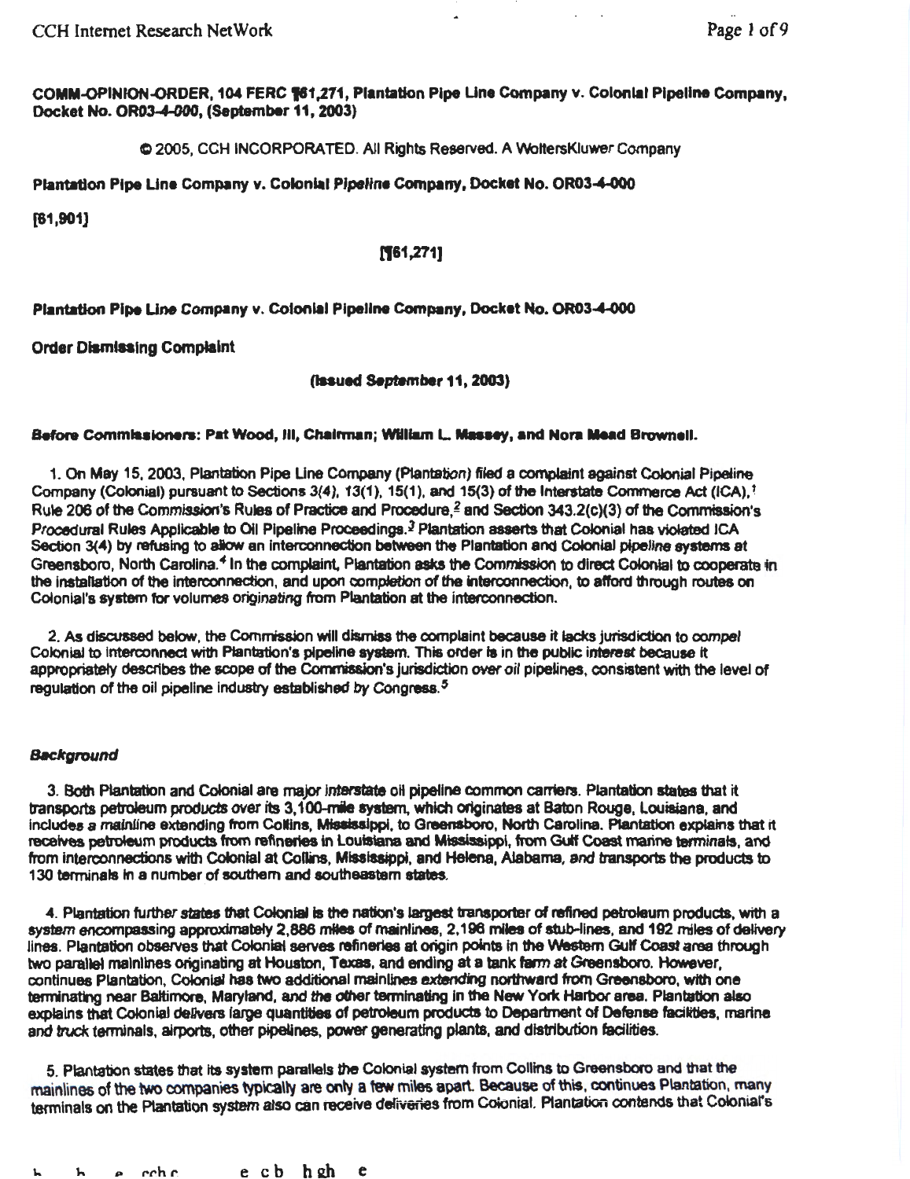**COMM-OPINION-ORDER, 104 FERC ¶61,271, Plantation Pipe Line Company v. Colonial Pipeline Company, Docket No. OR03-4-000, (September 11, 2003)**

© 2005, CCH INCORPORATED. All Rights Reserved. A WoltersKluwer Company

**Plantation Pipe Line Company v. Colonial Pipeline Company, Docket No. OR03-4-000**

**[61,901]**

**[¶61,271]**

**Plantation Pipe Line Company v. Colonial Pipeline Company, Docket No. OR03-4-000**

**Order Dismissing Complaint**

**(Issued September 11, 2003)**

***Before Commissioners: Pat Wood, III, Chairman; William L. Massey, and Nora Mead Brownell.***

1. On May 15, 2003, Plantation Pipe Line Company (Plantation) filed a complaint against Colonial Pipeline Company (Colonial) pursuant to Sections 3(4), 13(1), 15(1), and 15(3) of the Interstate Commerce Act (ICA),[1] Rule 206 of the Commission's Rules of Practice and Procedure,[2] and Section 343.2(c)(3) of the Commission's Procedural Rules Applicable to Oil Pipeline Proceedings.[3] Plantation asserts that Colonial has violated ICA Section 3(4) by refusing to allow an interconnection between the Plantation and Colonial pipeline systems at Greensboro, North Carolina.[4] In the complaint, Plantation asks the Commission to direct Colonial to cooperate in the installation of the interconnection, and upon completion of the interconnection, to afford through routes on Colonial's system for volumes originating from Plantation at the interconnection.

2. As discussed below, the Commission will dismiss the complaint because it lacks jurisdiction to compel Colonial to interconnect with Plantation's pipeline system. This order is in the public interest because it appropriately describes the scope of the Commission's jurisdiction over oil pipelines, consistent with the level of regulation of the oil pipeline industry established by Congress.[5]

## *Background*

3. Both Plantation and Colonial are major interstate oil pipeline common carriers. Plantation states that it transports petroleum products over its 3,100-mile system, which originates at Baton Rouge, Louisiana, and includes a mainline extending from Collins, Mississippi, to Greensboro, North Carolina. Plantation explains that it receives petroleum products from refineries in Louisiana and Mississippi, from Gulf Coast marine terminals, and from interconnections with Colonial at Collins, Mississippi, and Helena, Alabama, and transports the products to 130 terminals in a number of southern and southeastern states.

4. Plantation further states that Colonial is the nation's largest transporter of refined petroleum products, with a system encompassing approximately 2,886 miles of mainlines, 2,196 miles of stub-lines, and 192 miles of delivery lines. Plantation observes that Colonial serves refineries at origin points in the Western Gulf Coast area through two parallel mainlines originating at Houston, Texas, and ending at a tank farm at Greensboro. However, continues Plantation, Colonial has two additional mainlines extending northward from Greensboro, with one terminating near Baltimore, Maryland, and the other terminating in the New York Harbor area. Plantation also explains that Colonial delivers large quantities of petroleum products to Department of Defense facilities, marine and truck terminals, airports, other pipelines, power generating plants, and distribution facilities.

5. Plantation states that its system parallels the Colonial system from Collins to Greensboro and that the mainlines of the two companies typically are only a few miles apart. Because of this, continues Plantation, many terminals on the Plantation system also can receive deliveries from Colonial. Plantation contends that Colonial's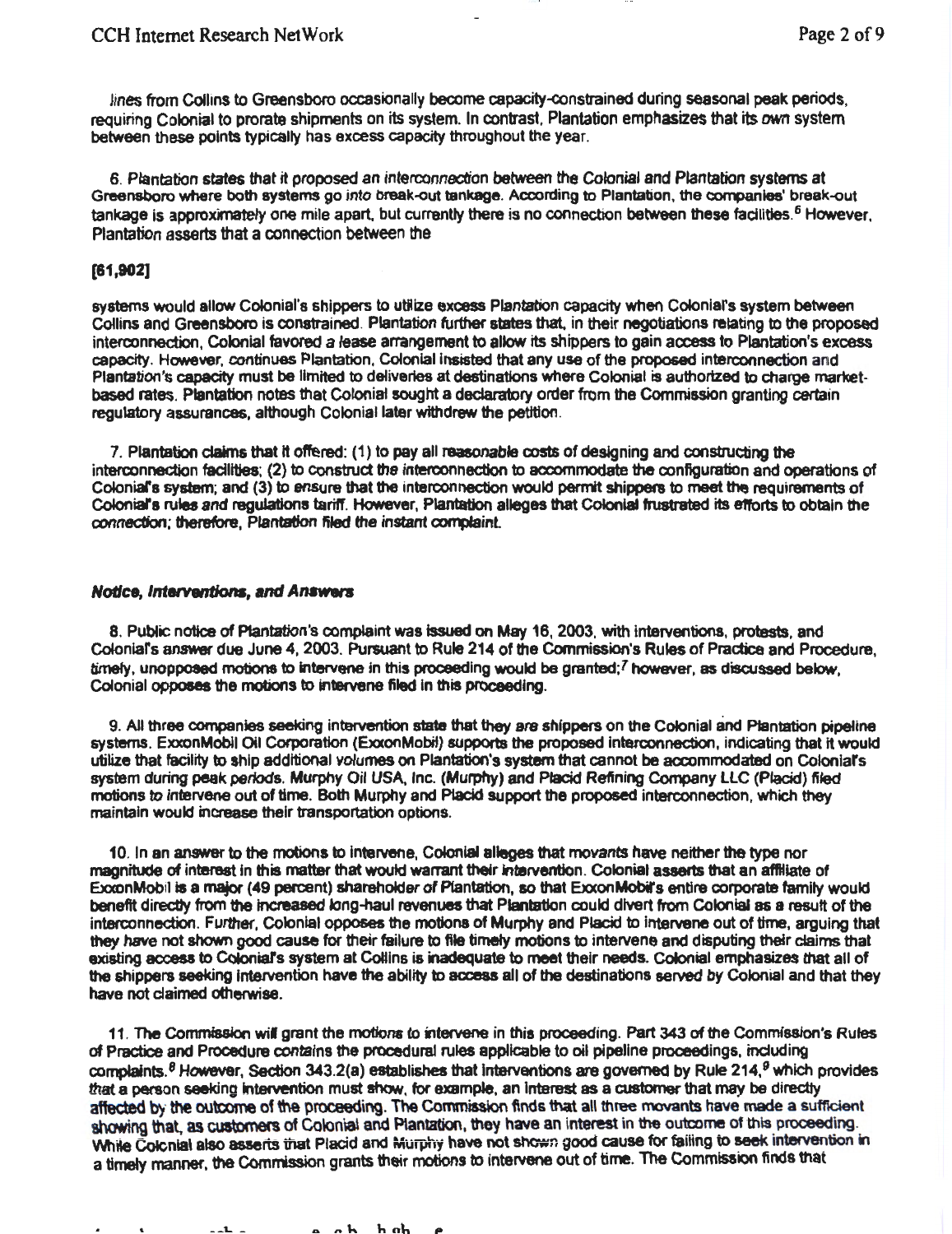lines from Collins to Greensboro occasionally become capacity-constrained during seasonal peak periods, requiring Colonial to prorate shipments on its system. In contrast, Plantation emphasizes that its own system between these points typically has excess capacity throughout the year.

6. Plantation states that it proposed an interconnection between the Colonial and Plantation systems at Greensboro where both systems go into break-out tankage. According to Plantation, the companies' break-out tankage is approximately one mile apart, but currently there is no connection between these facilities.[6] However, Plantation asserts that a connection between the

**[61,902]**

systems would allow Colonial's shippers to utilize excess Plantation capacity when Colonial's system between Collins and Greensboro is constrained. Plantation further states that, in their negotiations relating to the proposed interconnection, Colonial favored a lease arrangement to allow its shippers to gain access to Plantation's excess capacity. However, continues Plantation, Colonial insisted that any use of the proposed interconnection and Plantation's capacity must be limited to deliveries at destinations where Colonial is authorized to charge market-based rates. Plantation notes that Colonial sought a declaratory order from the Commission granting certain regulatory assurances, although Colonial later withdrew the petition.

7. Plantation claims that it offered: (1) to pay all reasonable costs of designing and constructing the interconnection facilities; (2) to construct the interconnection to accommodate the configuration and operations of Colonial's system; and (3) to ensure that the interconnection would permit shippers to meet the requirements of Colonial's rules and regulations tariff. However, Plantation alleges that Colonial frustrated its efforts to obtain the connection; therefore, Plantation filed the instant complaint.

***Notice, Interventions, and Answers***

8. Public notice of Plantation's complaint was issued on May 16, 2003, with interventions, protests, and Colonial's answer due June 4, 2003. Pursuant to Rule 214 of the Commission's Rules of Practice and Procedure, timely, unopposed motions to intervene in this proceeding would be granted;[7] however, as discussed below, Colonial opposes the motions to intervene filed in this proceeding.

9. All three companies seeking intervention state that they are shippers on the Colonial and Plantation pipeline systems. ExxonMobil Oil Corporation (ExxonMobil) supports the proposed interconnection, indicating that it would utilize that facility to ship additional volumes on Plantation's system that cannot be accommodated on Colonial's system during peak periods. Murphy Oil USA, Inc. (Murphy) and Placid Refining Company LLC (Placid) filed motions to intervene out of time. Both Murphy and Placid support the proposed interconnection, which they maintain would increase their transportation options.

10. In an answer to the motions to intervene, Colonial alleges that movants have neither the type nor magnitude of interest in this matter that would warrant their intervention. Colonial asserts that an affiliate of ExxonMobil is a major (49 percent) shareholder of Plantation, so that ExxonMobil's entire corporate family would benefit directly from the increased long-haul revenues that Plantation could divert from Colonial as a result of the interconnection. Further, Colonial opposes the motions of Murphy and Placid to intervene out of time, arguing that they have not shown good cause for their failure to file timely motions to intervene and disputing their claims that existing access to Colonial's system at Collins is inadequate to meet their needs. Colonial emphasizes that all of the shippers seeking intervention have the ability to access all of the destinations served by Colonial and that they have not claimed otherwise.

11. The Commission will grant the motions to intervene in this proceeding. Part 343 of the Commission's Rules of Practice and Procedure contains the procedural rules applicable to oil pipeline proceedings, including complaints.[8] However, Section 343.2(a) establishes that interventions are governed by Rule 214,[9] which provides that a person seeking intervention must show, for example, an interest as a customer that may be directly affected by the outcome of the proceeding. The Commission finds that all three movants have made a sufficient showing that, as customers of Colonial and Plantation, they have an interest in the outcome of this proceeding. While Colonial also asserts that Placid and Murphy have not shown good cause for failing to seek intervention in a timely manner, the Commission grants their motions to intervene out of time. The Commission finds that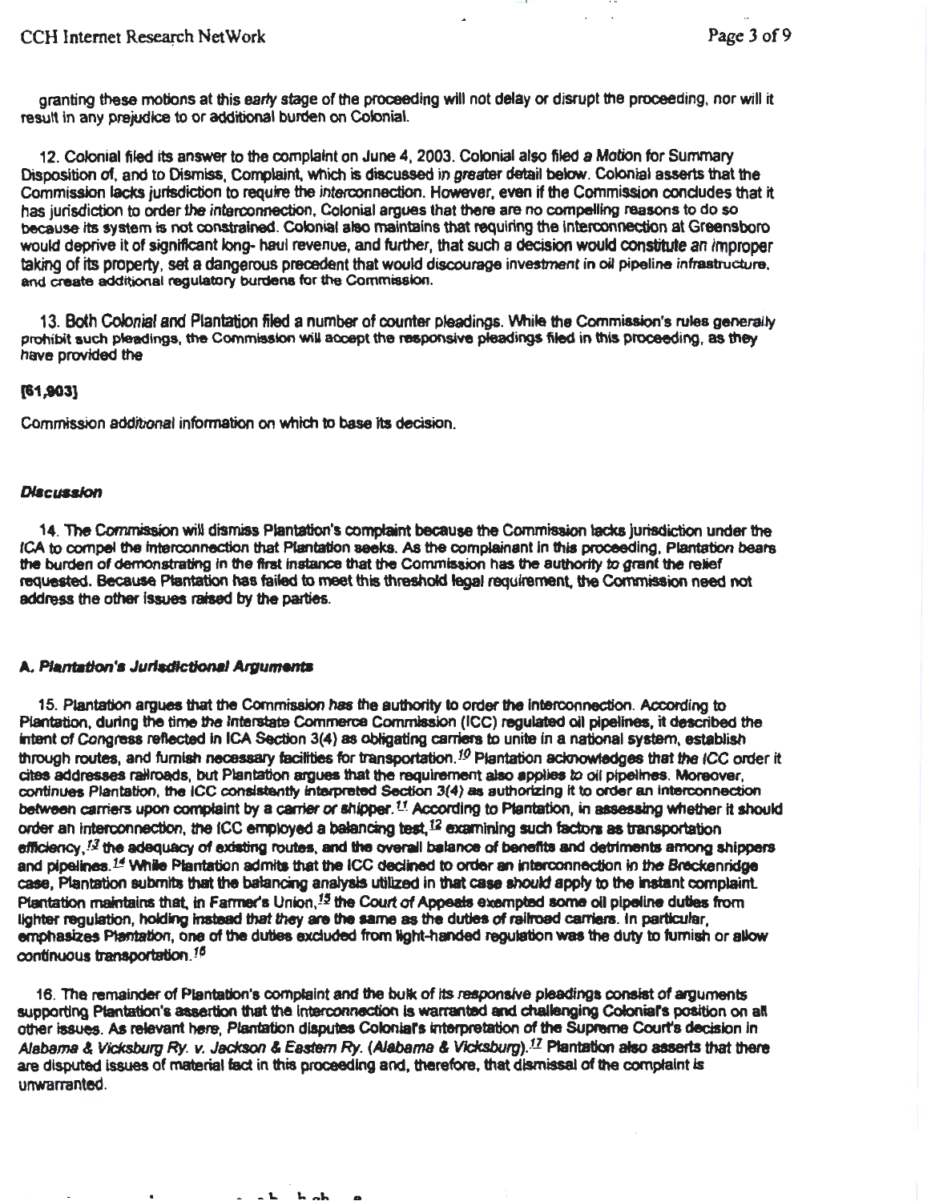granting these motions at this early stage of the proceeding will not delay or disrupt the proceeding, nor will it result in any prejudice to or additional burden on Colonial.

12. Colonial filed its answer to the complaint on June 4, 2003. Colonial also filed a Motion for Summary Disposition of, and to Dismiss, Complaint, which is discussed in greater detail below. Colonial asserts that the Commission lacks jurisdiction to require the interconnection. However, even if the Commission concludes that it has jurisdiction to order the interconnection, Colonial argues that there are no compelling reasons to do so because its system is not constrained. Colonial also maintains that requiring the interconnection at Greensboro would deprive it of significant long- haul revenue, and further, that such a decision would constitute an improper taking of its property, set a dangerous precedent that would discourage investment in oil pipeline infrastructure, and create additional regulatory burdens for the Commission.

13. Both Colonial and Plantation filed a number of counter pleadings. While the Commission's rules generally prohibit such pleadings, the Commission will accept the responsive pleadings filed in this proceeding, as they have provided the

[61,903]

Commission additional information on which to base its decision.

### *Discussion*

14. The Commission will dismiss Plantation's complaint because the Commission lacks jurisdiction under the ICA to compel the interconnection that Plantation seeks. As the complainant in this proceeding, Plantation bears the burden of demonstrating in the first instance that the Commission has the authority to grant the relief requested. Because Plantation has failed to meet this threshold legal requirement, the Commission need not address the other issues raised by the parties.

#### *A. Plantation's Jurisdictional Arguments*

15. Plantation argues that the Commission has the authority to order the interconnection. According to Plantation, during the time the Interstate Commerce Commission (ICC) regulated oil pipelines, it described the intent of Congress reflected in ICA Section 3(4) as obligating carriers to unite in a national system, establish through routes, and furnish necessary facilities for transportation.[10] Plantation acknowledges that the ICC order it cites addresses railroads, but Plantation argues that the requirement also applies to oil pipelines. Moreover, continues Plantation, the ICC consistently interpreted Section 3(4) as authorizing it to order an interconnection between carriers upon complaint by a carrier or shipper.[11] According to Plantation, in assessing whether it should order an interconnection, the ICC employed a balancing test,[12] examining such factors as transportation efficiency,[13] the adequacy of existing routes, and the overall balance of benefits and detriments among shippers and pipelines.[14] While Plantation admits that the ICC declined to order an interconnection in the Breckenridge case, Plantation submits that the balancing analysis utilized in that case should apply to the instant complaint. Plantation maintains that, in Farmer's Union,[15] the Court of Appeals exempted some oil pipeline duties from lighter regulation, holding instead that they are the same as the duties of railroad carriers. In particular, emphasizes Plantation, one of the duties excluded from light-handed regulation was the duty to furnish or allow continuous transportation.[16]

16. The remainder of Plantation's complaint and the bulk of its responsive pleadings consist of arguments supporting Plantation's assertion that the interconnection is warranted and challenging Colonial's position on all other issues. As relevant here, Plantation disputes Colonial's interpretation of the Supreme Court's decision in *Alabama & Vicksburg Ry. v. Jackson & Eastern Ry. (Alabama & Vicksburg)*.[17] Plantation also asserts that there are disputed issues of material fact in this proceeding and, therefore, that dismissal of the complaint is unwarranted.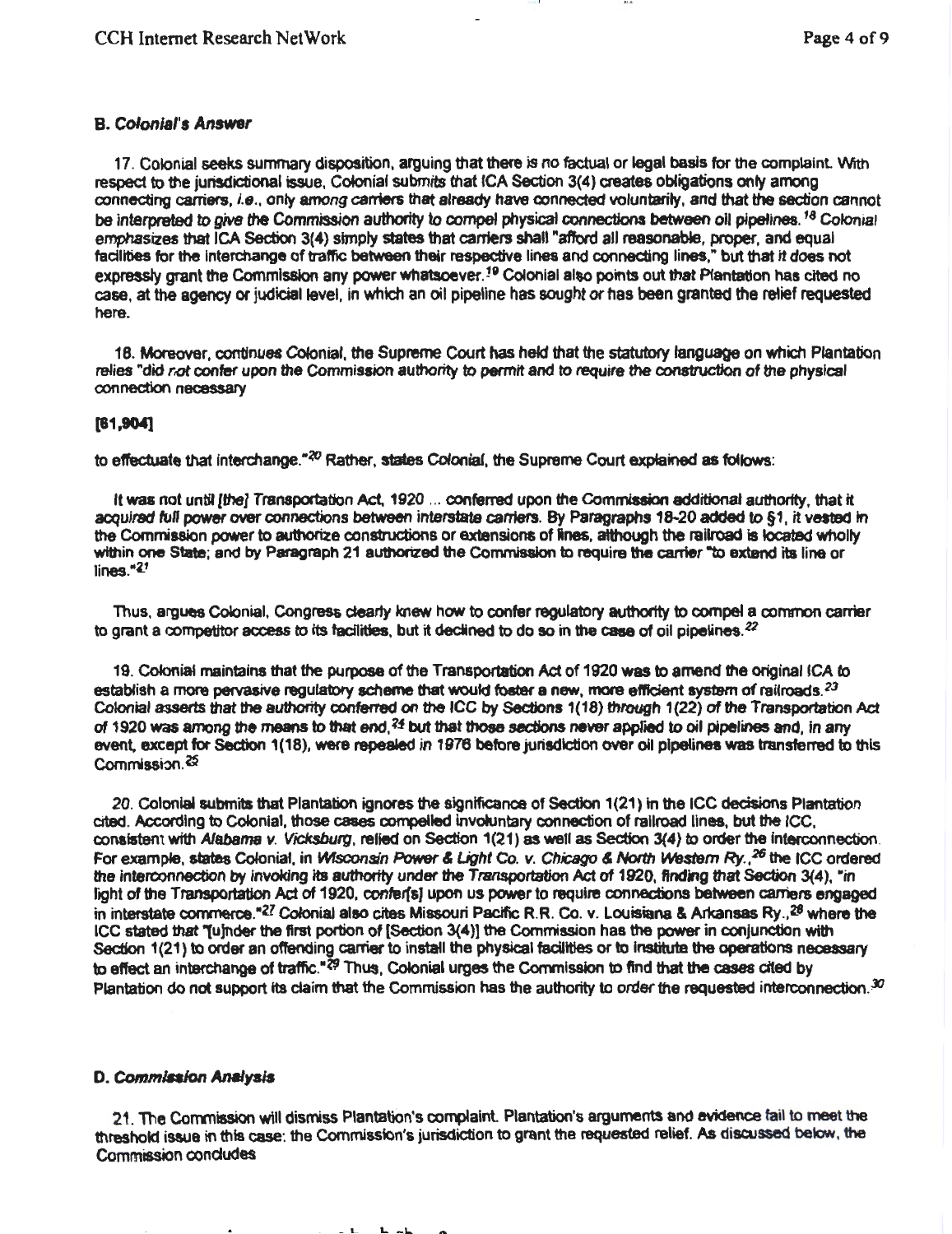### B. *Colonial's Answer*

17. Colonial seeks summary disposition, arguing that there is no factual or legal basis for the complaint. With respect to the jurisdictional issue, Colonial submits that ICA Section 3(4) creates obligations only among connecting carriers, *i.e.*, only among carriers that already have connected voluntarily, and that the section cannot be interpreted to give the Commission authority to compel physical connections between oil pipelines.[18] Colonial emphasizes that ICA Section 3(4) simply states that carriers shall "afford all reasonable, proper, and equal facilities for the interchange of traffic between their respective lines and connecting lines," but that it does not expressly grant the Commission any power whatsoever.[19] Colonial also points out that Plantation has cited no case, at the agency or judicial level, in which an oil pipeline has sought or has been granted the relief requested here.

18. Moreover, continues Colonial, the Supreme Court has held that the statutory language on which Plantation relies "did not confer upon the Commission authority to permit and to require the construction of the physical connection necessary

**[61,904]**

to effectuate that interchange."[20] Rather, states Colonial, the Supreme Court explained as follows:

It was not until [the] Transportation Act, 1920 ... conferred upon the Commission additional authority, that it acquired full power over connections between interstate carriers. By Paragraphs 18-20 added to §1, it vested in the Commission power to authorize constructions or extensions of lines, although the railroad is located wholly within one State; and by Paragraph 21 authorized the Commission to require the carrier "to extend its line or lines."[21]

Thus, argues Colonial, Congress clearly knew how to confer regulatory authority to compel a common carrier to grant a competitor access to its facilities, but it declined to do so in the case of oil pipelines.[22]

19. Colonial maintains that the purpose of the Transportation Act of 1920 was to amend the original ICA to establish a more pervasive regulatory scheme that would foster a new, more efficient system of railroads.[23] Colonial asserts that the authority conferred on the ICC by Sections 1(18) through 1(22) of the Transportation Act of 1920 was among the means to that end,[24] but that those sections never applied to oil pipelines and, in any event, except for Section 1(18), were repealed in 1976 before jurisdiction over oil pipelines was transferred to this Commission.[25]

20. Colonial submits that Plantation ignores the significance of Section 1(21) in the ICC decisions Plantation cited. According to Colonial, those cases compelled involuntary connection of railroad lines, but the ICC, consistent with *Alabama v. Vicksburg*, relied on Section 1(21) as well as Section 3(4) to order the interconnection. For example, states Colonial, in *Wisconsin Power & Light Co. v. Chicago & North Western Ry.*,[26] the ICC ordered the interconnection by invoking its authority under the *Transportation Act of 1920*, finding that Section 3(4), "in light of the Transportation Act of 1920, confer[s] upon us power to require connections between carriers engaged in interstate commerce."[27] Colonial also cites Missouri Pacific R.R. Co. v. Louisiana & Arkansas Ry.,[28] where the ICC stated that "[u]nder the first portion of [Section 3(4)] the Commission has the power in conjunction with Section 1(21) to order an offending carrier to install the physical facilities or to institute the operations necessary to effect an interchange of traffic."[29] Thus, Colonial urges the Commission to find that the cases cited by Plantation do not support its claim that the Commission has the authority to order the requested interconnection.[30]

### D. *Commission Analysis*

21. The Commission will dismiss Plantation's complaint. Plantation's arguments and evidence fail to meet the threshold issue in this case: the Commission's jurisdiction to grant the requested relief. As discussed below, the Commission concludes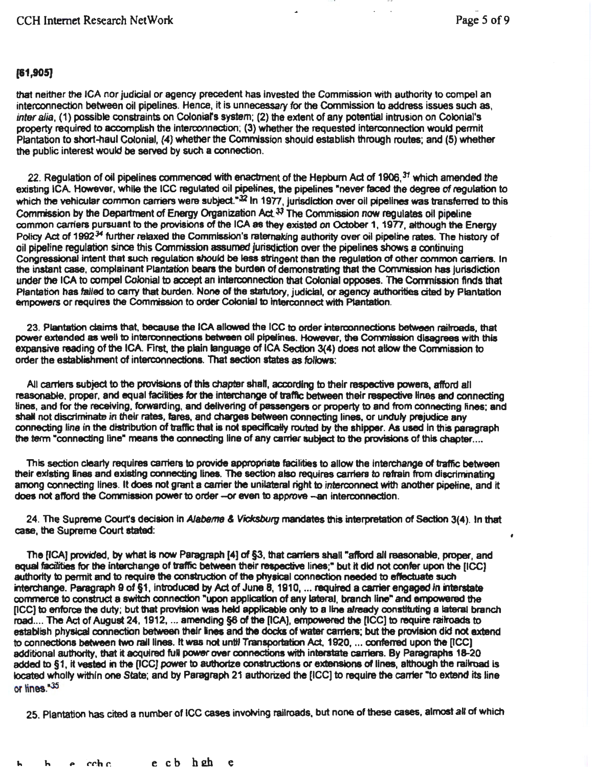[61,905]

that neither the ICA nor judicial or agency precedent has invested the Commission with authority to compel an interconnection between oil pipelines. Hence, it is unnecessary for the Commission to address issues such as, *inter alia*, (1) possible constraints on Colonial's system; (2) the extent of any potential intrusion on Colonial's property required to accomplish the interconnection; (3) whether the requested interconnection would permit Plantation to short-haul Colonial, (4) whether the Commission should establish through routes; and (5) whether the public interest would be served by such a connection.

22. Regulation of oil pipelines commenced with enactment of the Hepburn Act of 1906,[31] which amended the existing ICA. However, while the ICC regulated oil pipelines, the pipelines "never faced the degree of regulation to which the vehicular common carriers were subject."[32] In 1977, jurisdiction over oil pipelines was transferred to this Commission by the Department of Energy Organization Act.[33] The Commission now regulates oil pipeline common carriers pursuant to the provisions of the ICA as they existed on October 1, 1977, although the Energy Policy Act of 1992[34] further relaxed the Commission's ratemaking authority over oil pipeline rates. The history of oil pipeline regulation since this Commission assumed jurisdiction over the pipelines shows a continuing Congressional intent that such regulation should be less stringent than the regulation of other common carriers. In the instant case, complainant Plantation bears the burden of demonstrating that the Commission has jurisdiction under the ICA to compel Colonial to accept an interconnection that Colonial opposes. The Commission finds that Plantation has failed to carry that burden. None of the statutory, judicial, or agency authorities cited by Plantation empowers or requires the Commission to order Colonial to interconnect with Plantation.

23. Plantation claims that, because the ICA allowed the ICC to order interconnections between railroads, that power extended as well to interconnections between oil pipelines. However, the Commission disagrees with this expansive reading of the ICA. First, the plain language of ICA Section 3(4) does not allow the Commission to order the establishment of interconnections. That section states as follows:

> All carriers subject to the provisions of this chapter shall, according to their respective powers, afford all reasonable, proper, and equal facilities for the interchange of traffic between their respective lines and connecting lines, and for the receiving, forwarding, and delivering of passengers or property to and from connecting lines; and shall not discriminate in their rates, fares, and charges between connecting lines, or unduly prejudice any connecting line in the distribution of traffic that is not specifically routed by the shipper. As used in this paragraph the term "connecting line" means the connecting line of any carrier subject to the provisions of this chapter....

This section clearly requires carriers to provide appropriate facilities to allow the interchange of traffic between their existing lines and existing connecting lines. The section also requires carriers to refrain from discriminating among connecting lines. It does not grant a carrier the unilateral right to interconnect with another pipeline, and it does not afford the Commission power to order --or even to approve --an interconnection.

24. The Supreme Court's decision in *Alabama & Vicksburg* mandates this interpretation of Section 3(4). In that case, the Supreme Court stated:

> The [ICA] provided, by what is now Paragraph [4] of §3, that carriers shall "afford all reasonable, proper, and equal facilities for the interchange of traffic between their respective lines;" but it did not confer upon the [ICC] authority to permit and to require the construction of the physical connection needed to effectuate such interchange. Paragraph 9 of §1, introduced by Act of June 8, 1910, ... required a carrier engaged in interstate commerce to construct a switch connection "upon application of any lateral, branch line" and empowered the [ICC] to enforce the duty; but that provision was held applicable only to a line already constituting a lateral branch road.... The Act of August 24, 1912, ... amending §6 of the [ICA], empowered the [ICC] to require railroads to establish physical connection between their lines and the docks of water carriers; but the provision did not extend to connections between two rail lines. It was not until Transportation Act, 1920, ... conferred upon the [ICC] additional authority, that it acquired full power over connections with interstate carriers. By Paragraphs 18-20 added to §1, it vested in the [ICC] power to authorize constructions or extensions of lines, although the railroad is located wholly within one State; and by Paragraph 21 authorized the [ICC] to require the carrier "to extend its line or lines."[35]

25. Plantation has cited a number of ICC cases involving railroads, but none of these cases, almost all of which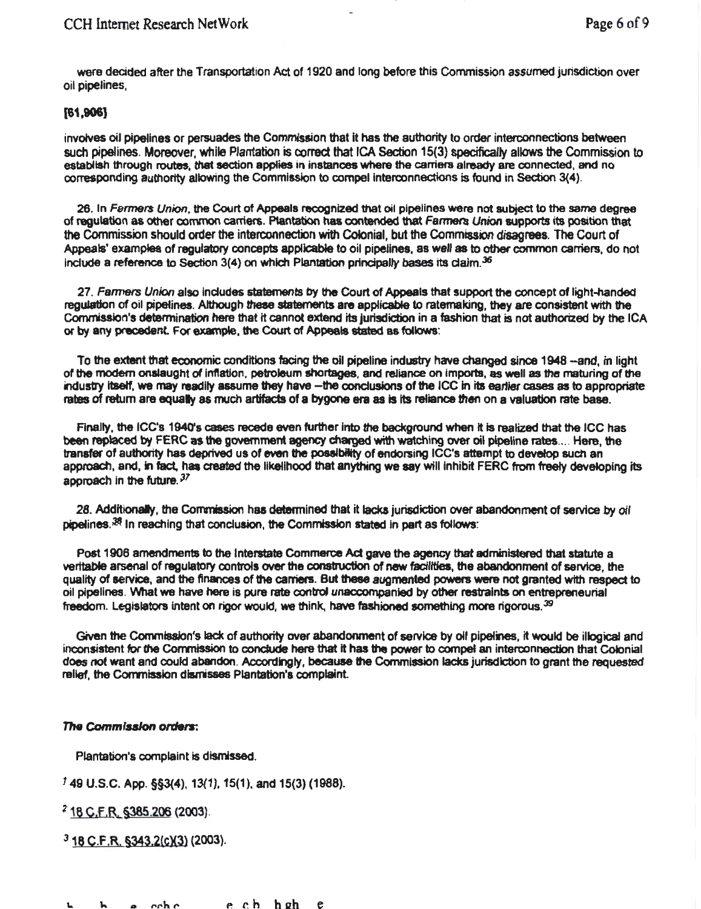were decided after the Transportation Act of 1920 and long before this Commission assumed jurisdiction over oil pipelines,

**[61,906]**

involves oil pipelines or persuades the Commission that it has the authority to order interconnections between such pipelines. Moreover, while Plantation is correct that ICA Section 15(3) specifically allows the Commission to establish through routes, that section applies in instances where the carriers already are connected, and no corresponding authority allowing the Commission to compel interconnections is found in Section 3(4).

26. In *Farmers Union*, the Court of Appeals recognized that oil pipelines were not subject to the same degree of regulation as other common carriers. Plantation has contended that *Farmers Union* supports its position that the Commission should order the interconnection with Colonial, but the Commission disagrees. The Court of Appeals' examples of regulatory concepts applicable to oil pipelines, as well as to other common carriers, do not include a reference to Section 3(4) on which Plantation principally bases its claim.[36]

27. *Farmers Union* also includes statements by the Court of Appeals that support the concept of light-handed regulation of oil pipelines. Although these statements are applicable to ratemaking, they are consistent with the Commission's determination here that it cannot extend its jurisdiction in a fashion that is not authorized by the ICA or by any precedent. For example, the Court of Appeals stated as follows:

To the extent that economic conditions facing the oil pipeline industry have changed since 1948 --and, in light of the modern onslaught of inflation, petroleum shortages, and reliance on imports, as well as the maturing of the industry itself, we may readily assume they have --the conclusions of the ICC in its earlier cases as to appropriate rates of return are equally as much artifacts of a bygone era as is its reliance then on a valuation rate base.

Finally, the ICC's 1940's cases recede even further into the background when it is realized that the ICC has been replaced by FERC as the government agency charged with watching over oil pipeline rates.... Here, the transfer of authority has deprived us of even the possibility of endorsing ICC's attempt to develop such an approach, and, in fact, has created the likelihood that anything we say will inhibit FERC from freely developing its approach in the future.[37]

28. Additionally, the Commission has determined that it lacks jurisdiction over abandonment of service by *oil* pipelines.[38] In reaching that conclusion, the Commission stated in part as follows:

Post 1906 amendments to the Interstate Commerce Act gave the agency that administered that statute a veritable arsenal of regulatory controls over the construction of new facilities, the abandonment of service, the quality of service, and the finances of the carriers. But these augmented powers were not granted with respect to oil pipelines. What we have here is pure rate control unaccompanied by other restraints on entrepreneurial freedom. Legislators intent on rigor would, we think, have fashioned something more rigorous.[39]

Given the Commission's lack of authority over abandonment of service by oil pipelines, it would be illogical and inconsistent for the Commission to conclude here that it has the power to compel an interconnection that Colonial does not want and could abandon. Accordingly, because the Commission lacks jurisdiction to grant the requested relief, the Commission dismisses Plantation's complaint.

***The Commission orders*:**

Plantation's complaint is dismissed.

[1] 49 U.S.C. App. §§3(4), 13(1), 15(1), and 15(3) (1988).

[2] 18 C.F.R. §385.206 (2003).

[3] 18 C.F.R. §343.2(c)(3) (2003).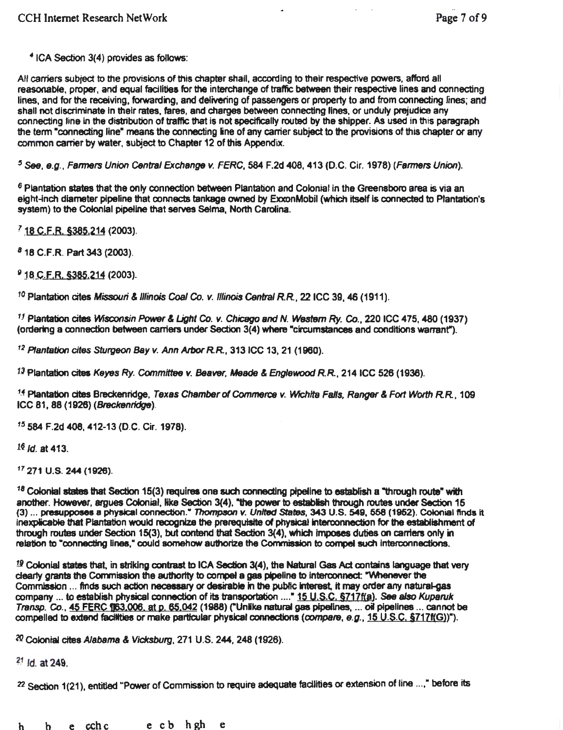[4] ICA Section 3(4) provides as follows:

All carriers subject to the provisions of this chapter shall, according to their respective powers, afford all reasonable, proper, and equal facilities for the interchange of traffic between their respective lines and connecting lines, and for the receiving, forwarding, and delivering of passengers or property to and from connecting lines; and shall not discriminate in their rates, fares, and charges between connecting lines, or unduly prejudice any connecting line in the distribution of traffic that is not specifically routed by the shipper. As used in this paragraph the term "connecting line" means the connecting line of any carrier subject to the provisions of this chapter or any common carrier by water, subject to Chapter 12 of this Appendix.

[5] *See, e.g., Farmers Union Central Exchange v. FERC*, 584 F.2d 408, 413 (D.C. Cir. 1978) (*Farmers Union*).

[6] Plantation states that the only connection between Plantation and Colonial in the Greensboro area is via an eight-inch diameter pipeline that connects tankage owned by ExxonMobil (which itself is connected to Plantation's system) to the Colonial pipeline that serves Selma, North Carolina.

[7] 18 C.F.R. §385.214 (2003).

[8] 18 C.F.R. Part 343 (2003).

[9] 18 C.F.R. §385.214 (2003).

[10] Plantation cites *Missouri & Illinois Coal Co. v. Illinois Central R.R.*, 22 ICC 39, 46 (1911).

[11] Plantation cites *Wisconsin Power & Light Co. v. Chicago and N. Western Ry. Co.*, 220 ICC 475, 480 (1937) (ordering a connection between carriers under Section 3(4) where "circumstances and conditions warrant").

[12] *Plantation cites Sturgeon Bay v. Ann Arbor R.R.*, 313 ICC 13, 21 (1960).

[13] Plantation cites *Keyes Ry. Committee v. Beaver, Meade & Englewood R.R.*, 214 ICC 526 (1936).

[14] Plantation cites Breckenridge, *Texas Chamber of Commerce v. Wichita Falls, Ranger & Fort Worth R.R.*, 109 ICC 81, 88 (1926) (*Breckenridge*).

[15] 584 F.2d 408, 412-13 (D.C. Cir. 1978).

[16] *Id.* at 413.

[17] 271 U.S. 244 (1926).

[18] Colonial states that Section 15(3) requires one such connecting pipeline to establish a "through route" with another. However, argues Colonial, like Section 3(4), "the power to establish through routes under Section 15 (3) ... presupposes a physical connection." *Thompson v. United States*, 343 U.S. 549, 558 (1952). Colonial finds it inexplicable that Plantation would recognize the prerequisite of physical interconnection for the establishment of through routes under Section 15(3), but contend that Section 3(4), which imposes duties on carriers only in relation to "connecting lines," could somehow authorize the Commission to compel such interconnections.

[19] Colonial states that, in striking contrast to ICA Section 3(4), the Natural Gas Act contains language that very clearly grants the Commission the authority to compel a gas pipeline to interconnect: "Whenever the Commission ... finds such action necessary or desirable in the public interest, it may order any natural-gas company ... to establish physical connection of its transportation ...." 15 U.S.C. §717f(a). *See also Kuparuk Transp. Co.*, 45 FERC ¶63,006, at p. 65,042 (1988) ("Unlike natural gas pipelines, ... oil pipelines ... cannot be compelled to extend facilities or make particular physical connections (*compare, e.g.*, 15 U.S.C. §717f(G))").

[20] Colonial cites *Alabama & Vicksburg*, 271 U.S. 244, 248 (1926).

[21] Id. at 249.

[22] Section 1(21), entitled "Power of Commission to require adequate facilities or extension of line ...," before its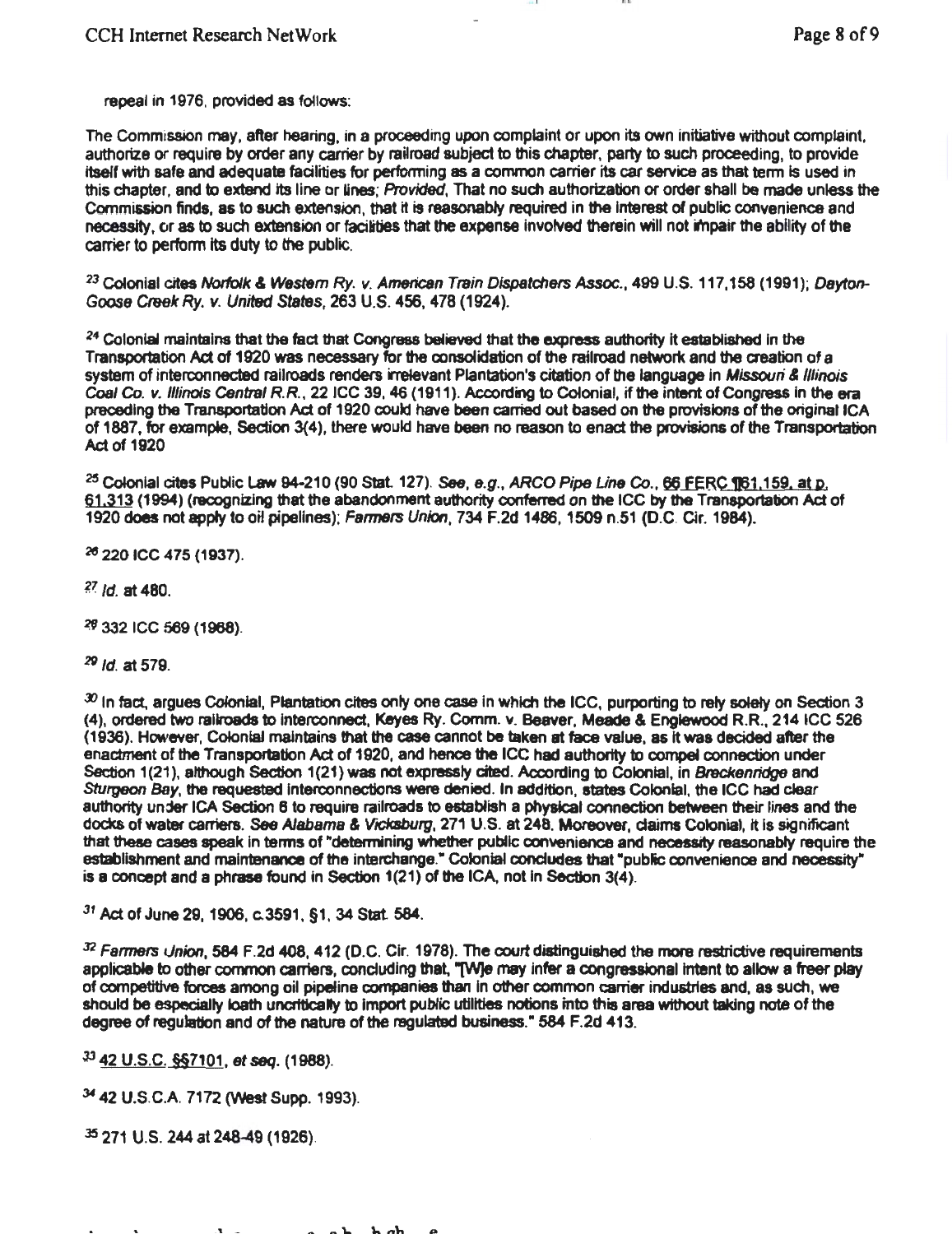repeal in 1976, provided as follows:

The Commission may, after hearing, in a proceeding upon complaint or upon its own initiative without complaint, authorize or require by order any carrier by railroad subject to this chapter, party to such proceeding, to provide itself with safe and adequate facilities for performing as a common carrier its car service as that term is used in this chapter, and to extend its line or lines; *Provided*, That no such authorization or order shall be made unless the Commission finds, as to such extension, that it is reasonably required in the interest of public convenience and necessity, or as to such extension or facilities that the expense involved therein will not impair the ability of the carrier to perform its duty to the public.

[23] Colonial cites *Norfolk & Western Ry. v. American Train Dispatchers Assoc.*, 499 U.S. 117,158 (1991); *Dayton-Goose Creek Ry. v. United States*, 263 U.S. 456, 478 (1924).

[24] Colonial maintains that the fact that Congress believed that the express authority it established in the Transportation Act of 1920 was necessary for the consolidation of the railroad network and the creation of a system of interconnected railroads renders irrelevant Plantation's citation of the language in *Missouri & Illinois Coal Co. v. Illinois Central R.R.*, 22 ICC 39, 46 (1911). According to Colonial, if the intent of Congress in the era preceding the Transportation Act of 1920 could have been carried out based on the provisions of the original ICA of 1887, for example, Section 3(4), there would have been no reason to enact the provisions of the Transportation Act of 1920

[25] Colonial cites Public Law 94-210 (90 Stat. 127). *See, e.g., ARCO Pipe Line Co.*, 66 FERC ¶61,159, at p. 61,313 (1994) (recognizing that the abandonment authority conferred on the ICC by the Transportation Act of 1920 does not apply to oil pipelines); *Farmers Union*, 734 F.2d 1486, 1509 n.51 (D.C. Cir. 1984).

[26] 220 ICC 475 (1937).

[27] *Id.* at 480.

[28] 332 ICC 569 (1968).

[29] *Id.* at 579.

[30] In fact, argues Colonial, Plantation cites only one case in which the ICC, purporting to rely solely on Section 3 (4), ordered two railroads to interconnect, Keyes Ry. Comm. v. Beaver, Meade & Englewood R.R., 214 ICC 526 (1936). However, Colonial maintains that the case cannot be taken at face value, as it was decided after the enactment of the Transportation Act of 1920, and hence the ICC had authority to compel connection under Section 1(21), although Section 1(21) was not expressly cited. According to Colonial, in *Breckenridge* and *Sturgeon Bay*, the requested interconnections were denied. In addition, states Colonial, the ICC had clear authority under ICA Section 6 to require railroads to establish a physical connection between their lines and the docks of water carriers. *See Alabama & Vicksburg*, 271 U.S. at 248. Moreover, claims Colonial, it is significant that these cases speak in terms of "determining whether public convenience and necessity reasonably require the establishment and maintenance of the interchange." Colonial concludes that "public convenience and necessity" is a concept and a phrase found in Section 1(21) of the ICA, not in Section 3(4).

[31] Act of June 29, 1906, c.3591, §1, 34 Stat. 584.

[32] *Farmers Union*, 584 F.2d 408, 412 (D.C. Cir. 1978). The court distinguished the more restrictive requirements applicable to other common carriers, concluding that, "[W]e may infer a congressional intent to allow a freer play of competitive forces among oil pipeline companies than in other common carrier industries and, as such, we should be especially loath uncritically to import public utilities notions into this area without taking note of the degree of regulation and of the nature of the regulated business." 584 F.2d 413.

[33] 42 U.S.C. §§7101, *et seq.* (1988).

[34] 42 U.S.C.A. 7172 (West Supp. 1993).

[35] 271 U.S. 244 at 248-49 (1926).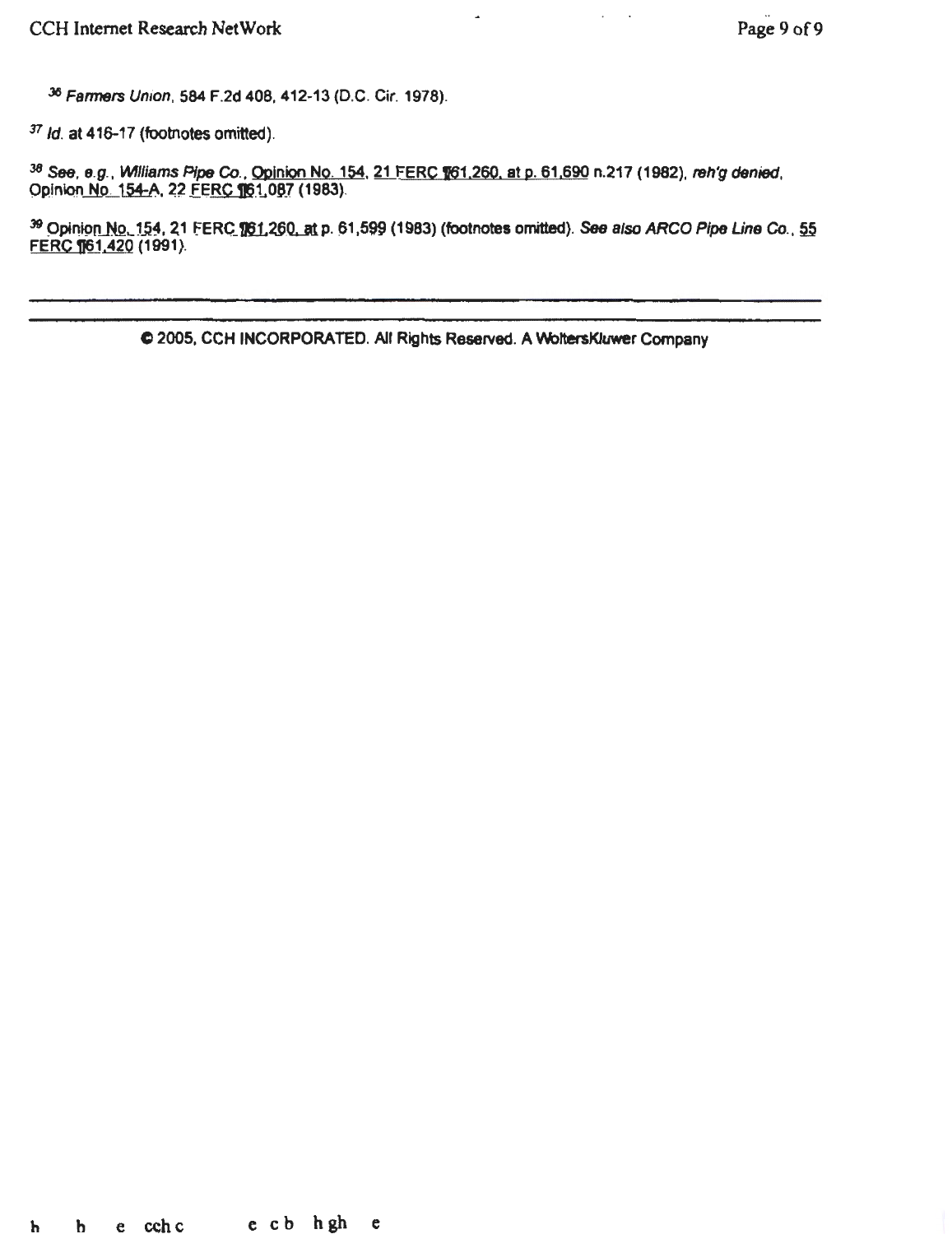[36] *Farmers Union*, 584 F.2d 408, 412-13 (D.C. Cir. 1978).

[37] *Id.* at 416-17 (footnotes omitted).

[38] *See, e.g.*, *Williams Pipe Co.*, Opinion No. 154, 21 FERC ¶61,260, at p. 61,690 n.217 (1982), *reh'g denied*, Opinion No. 154-A, 22 FERC ¶61,087 (1983).

[39] Opinion No. 154, 21 FERC ¶61,260, at p. 61,599 (1983) (footnotes omitted). *See also ARCO Pipe Line Co.*, 55 FERC ¶61,420 (1991).

---

© 2005, CCH INCORPORATED. All Rights Reserved. A WoltersKluwer Company